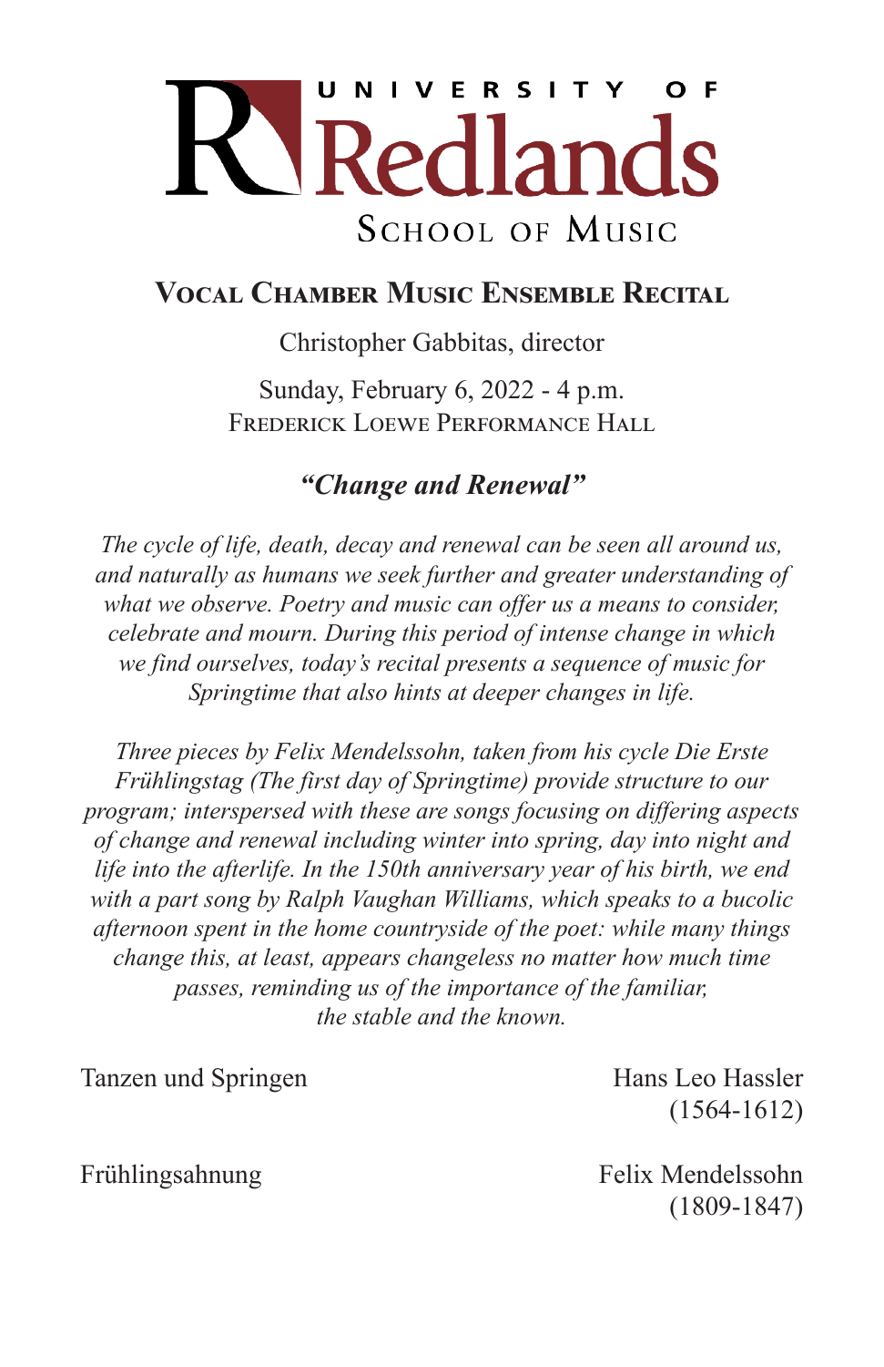UNIVERSITY OF Redlands

SCHOOL OF MUSIC

# Vocal Chamber Music Ensemble Recital

Christopher Gabbitas, director

Sunday, February 6, 2022 - 4 p.m.
Frederick Loewe Performance Hall

## *"Change and Renewal"*

*The cycle of life, death, decay and renewal can be seen all around us, and naturally as humans we seek further and greater understanding of what we observe. Poetry and music can offer us a means to consider, celebrate and mourn. During this period of intense change in which we find ourselves, today's recital presents a sequence of music for Springtime that also hints at deeper changes in life.*

*Three pieces by Felix Mendelssohn, taken from his cycle Die Erste Frühlingstag (The first day of Springtime) provide structure to our program; interspersed with these are songs focusing on differing aspects of change and renewal including winter into spring, day into night and life into the afterlife. In the 150th anniversary year of his birth, we end with a part song by Ralph Vaughan Williams, which speaks to a bucolic afternoon spent in the home countryside of the poet: while many things change this, at least, appears changeless no matter how much time passes, reminding us of the importance of the familiar, the stable and the known.*

Tanzen und Springen — Hans Leo Hassler (1564-1612)

Frühlingsahnung — Felix Mendelssohn (1809-1847)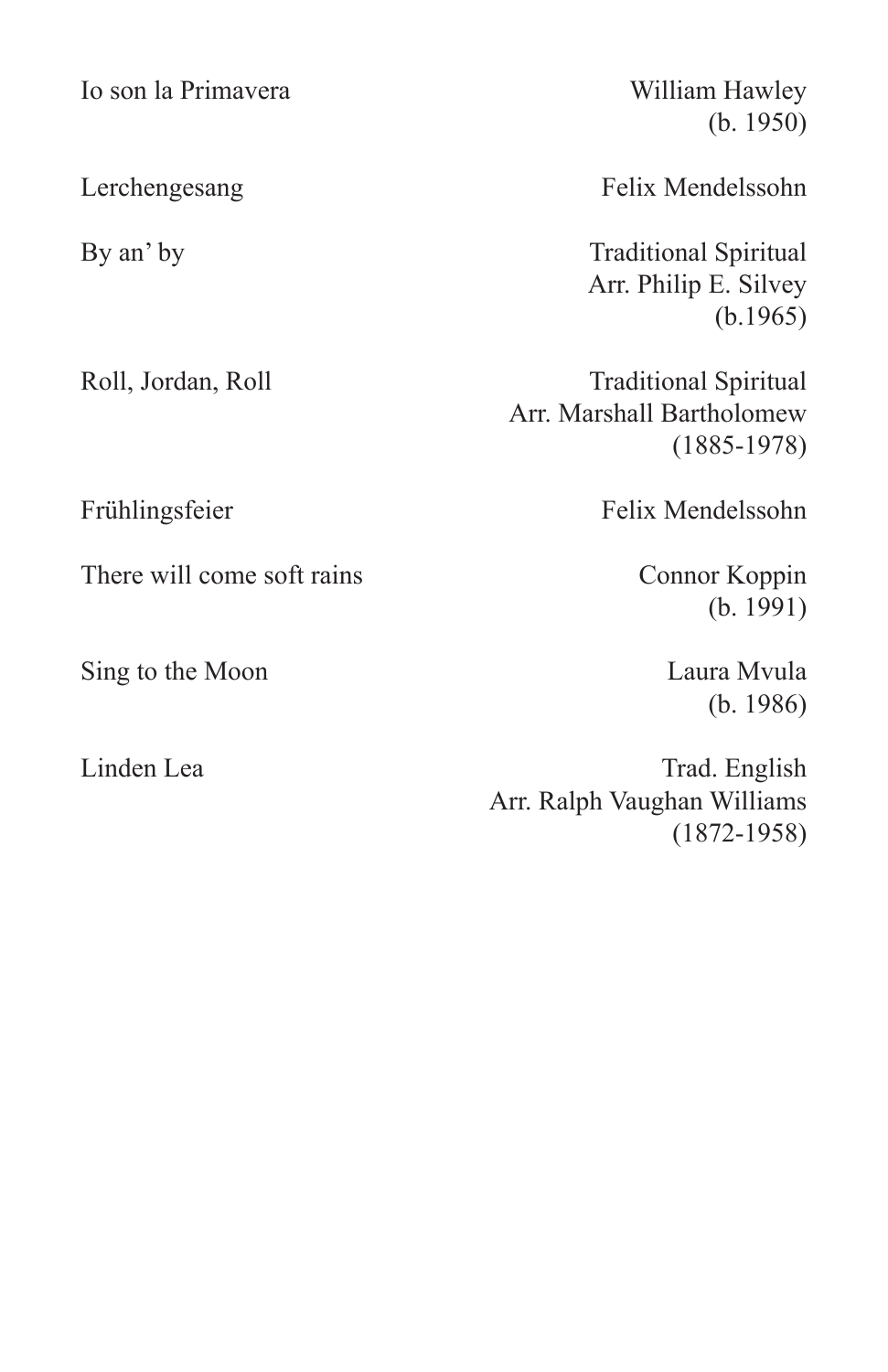| | |
|---|---|
| Io son la Primavera | William Hawley<br>(b. 1950) |
| Lerchengesang | Felix Mendelssohn |
| By an' by | Traditional Spiritual<br>Arr. Philip E. Silvey<br>(b.1965) |
| Roll, Jordan, Roll | Traditional Spiritual<br>Arr. Marshall Bartholomew<br>(1885-1978) |
| Frühlingsfeier | Felix Mendelssohn |
| There will come soft rains | Connor Koppin<br>(b. 1991) |
| Sing to the Moon | Laura Mvula<br>(b. 1986) |
| Linden Lea | Trad. English<br>Arr. Ralph Vaughan Williams<br>(1872-1958) |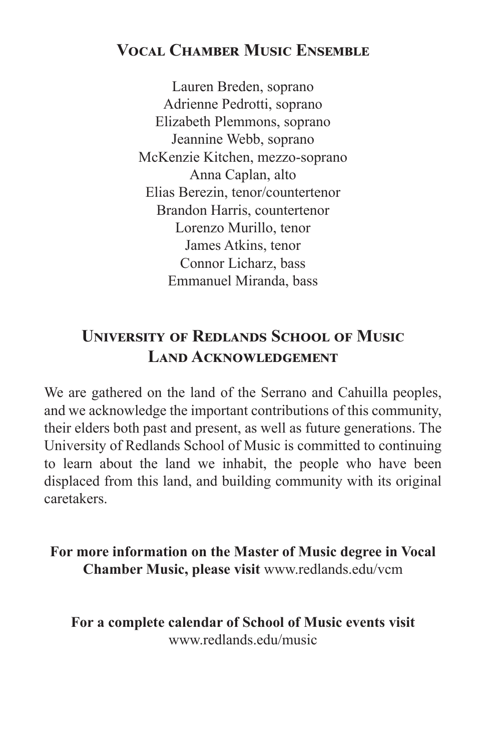## Vocal Chamber Music Ensemble

Lauren Breden, soprano
Adrienne Pedrotti, soprano
Elizabeth Plemmons, soprano
Jeannine Webb, soprano
McKenzie Kitchen, mezzo-soprano
Anna Caplan, alto
Elias Berezin, tenor/countertenor
Brandon Harris, countertenor
Lorenzo Murillo, tenor
James Atkins, tenor
Connor Licharz, bass
Emmanuel Miranda, bass

## University of Redlands School of Music Land Acknowledgement

We are gathered on the land of the Serrano and Cahuilla peoples, and we acknowledge the important contributions of this community, their elders both past and present, as well as future generations. The University of Redlands School of Music is committed to continuing to learn about the land we inhabit, the people who have been displaced from this land, and building community with its original caretakers.

**For more information on the Master of Music degree in Vocal Chamber Music, please visit** www.redlands.edu/vcm

**For a complete calendar of School of Music events visit**
www.redlands.edu/music